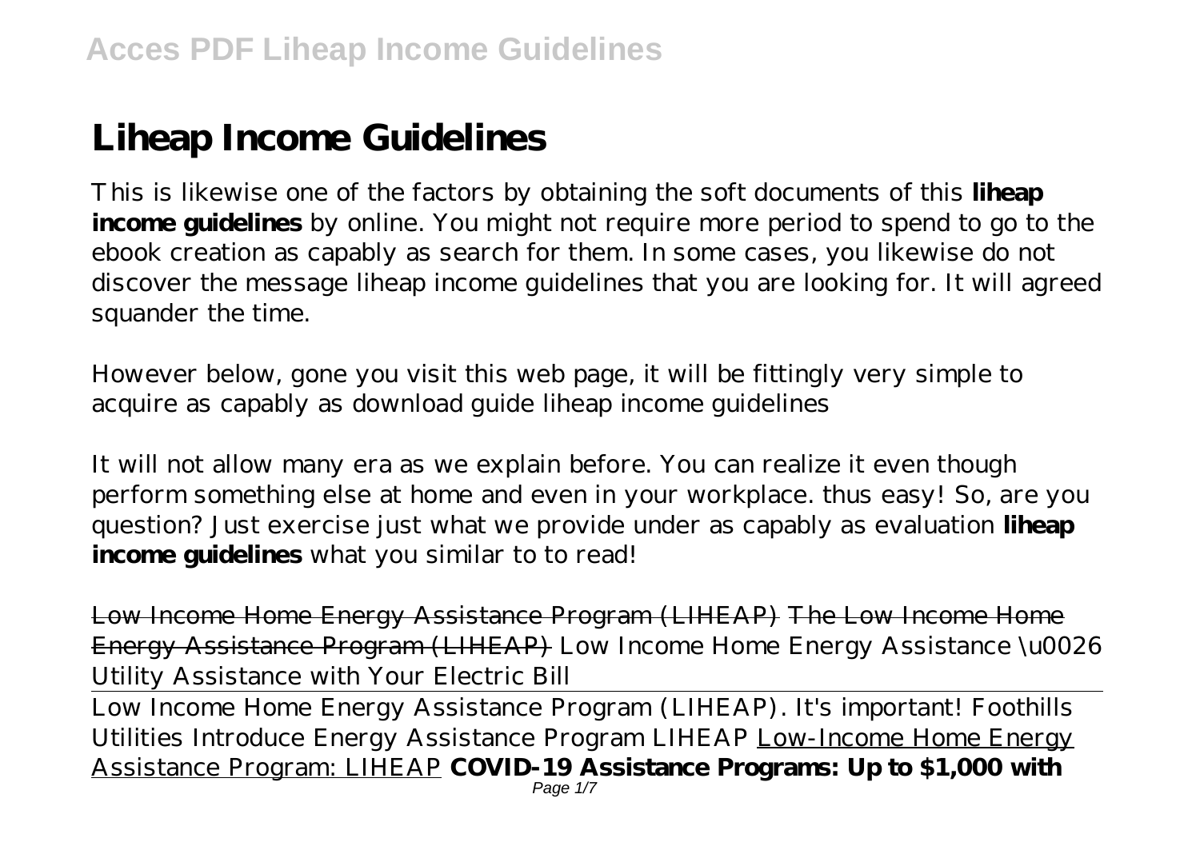# Liheap Income Guidelines

This is likewise one of the factors by obtaining the soft documents of this **liheap income guidelines** by online. You might not require more period to spend to go to the ebook creation as capably as search for them. In some cases, you likewise do not discover the message liheap income guidelines that you are looking for. It will agreed squander the time.

However below, gone you visit this web page, it will be fittingly very simple to acquire as capably as download guide liheap income guidelines

It will not allow many era as we explain before. You can realize it even though perform something else at home and even in your workplace. thus easy! So, are you question? Just exercise just what we provide under as capably as evaluation **liheap income guidelines** what you similar to to read!

Low Income Home Energy Assistance Program (LIHEAP) The Low Income Home Energy Assistance Program (LIHEAP) *Low Income Home Energy Assistance \u0026 Utility Assistance with Your Electric Bill*

Low Income Home Energy Assistance Program (LIHEAP). It's important! *Foothills Utilities Introduce Energy Assistance Program LIHEAP* Low-Income Home Energy Assistance Program: LIHEAP **COVID-19 Assistance Programs: Up to $1,000 with**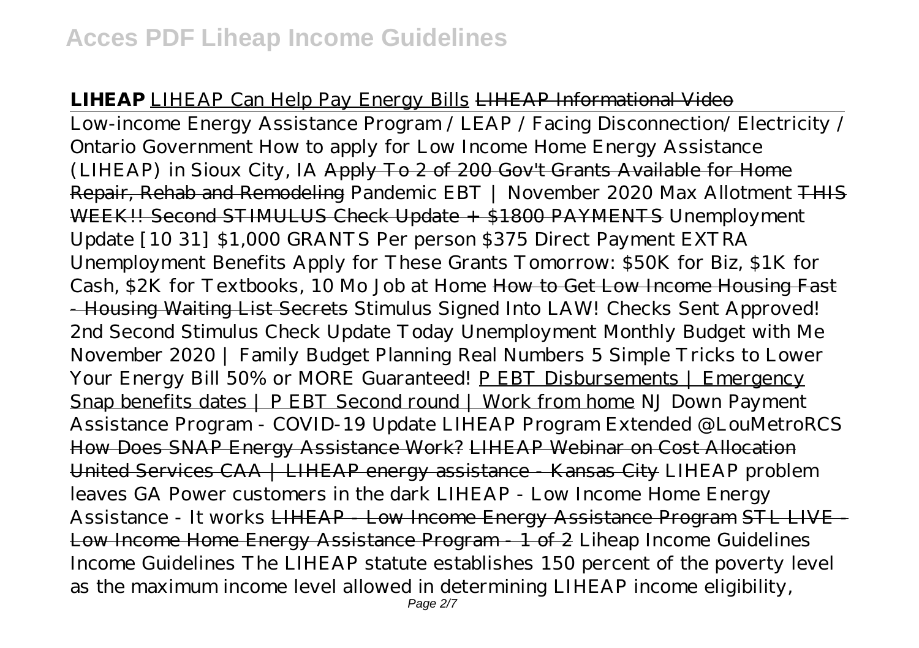**LIHEAP** LIHEAP Can Help Pay Energy Bills ~~LIHEAP Informational Video~~

Low-income Energy Assistance Program / LEAP / Facing Disconnection/ Electricity / Ontario Government *How to apply for Low Income Home Energy Assistance (LIHEAP) in Sioux City, IA* ~~Apply To 2 of 200 Gov't Grants Available for Home Repair, Rehab and Remodeling~~ *Pandemic EBT | November 2020 Max Allotment* ~~THIS WEEK!! Second STIMULUS Check Update + $1800 PAYMENTS~~ *Unemployment Update [10 31] $1,000 GRANTS Per person $375 Direct Payment EXTRA Unemployment Benefits Apply for These Grants Tomorrow: $50K for Biz, $1K for Cash, $2K for Textbooks, 10 Mo Job at Home* ~~How to Get Low Income Housing Fast - Housing Waiting List Secrets~~ *Stimulus Signed Into LAW! Checks Sent Approved! 2nd Second Stimulus Check Update Today Unemployment Monthly Budget with Me November 2020 | Family Budget Planning Real Numbers 5 Simple Tricks to Lower Your Energy Bill 50% or MORE Guaranteed!* P EBT Disbursements | Emergency Snap benefits dates | P EBT Second round | Work from home *NJ Down Payment Assistance Program - COVID-19 Update LIHEAP Program Extended @LouMetroRCS* ~~How Does SNAP Energy Assistance Work?~~ ~~LIHEAP Webinar on Cost Allocation~~ ~~United Services CAA | LIHEAP energy assistance - Kansas City~~ *LIHEAP problem leaves GA Power customers in the dark LIHEAP - Low Income Home Energy Assistance - It works* ~~LIHEAP - Low Income Energy Assistance Program~~ ~~STL LIVE - Low Income Home Energy Assistance Program - 1 of 2~~ *Liheap Income Guidelines*

Income Guidelines The LIHEAP statute establishes 150 percent of the poverty level as the maximum income level allowed in determining LIHEAP income eligibility,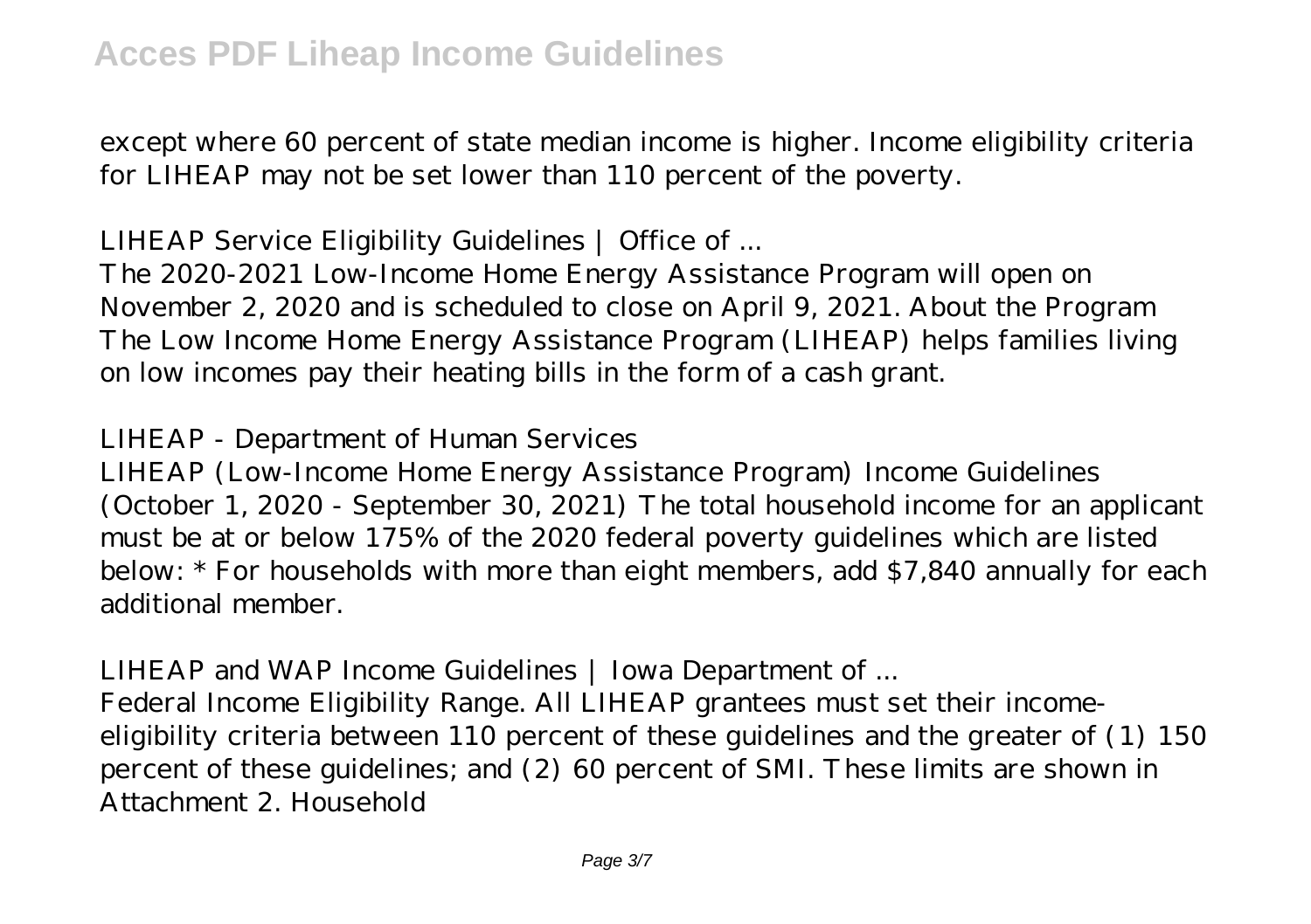except where 60 percent of state median income is higher. Income eligibility criteria for LIHEAP may not be set lower than 110 percent of the poverty.

*LIHEAP Service Eligibility Guidelines | Office of ...*

The 2020-2021 Low-Income Home Energy Assistance Program will open on November 2, 2020 and is scheduled to close on April 9, 2021. About the Program The Low Income Home Energy Assistance Program (LIHEAP) helps families living on low incomes pay their heating bills in the form of a cash grant.

*LIHEAP - Department of Human Services*

LIHEAP (Low-Income Home Energy Assistance Program) Income Guidelines (October 1, 2020 - September 30, 2021) The total household income for an applicant must be at or below 175% of the 2020 federal poverty guidelines which are listed below: * For households with more than eight members, add $7,840 annually for each additional member.

*LIHEAP and WAP Income Guidelines | Iowa Department of ...*

Federal Income Eligibility Range. All LIHEAP grantees must set their income-eligibility criteria between 110 percent of these guidelines and the greater of (1) 150 percent of these guidelines; and (2) 60 percent of SMI. These limits are shown in Attachment 2. Household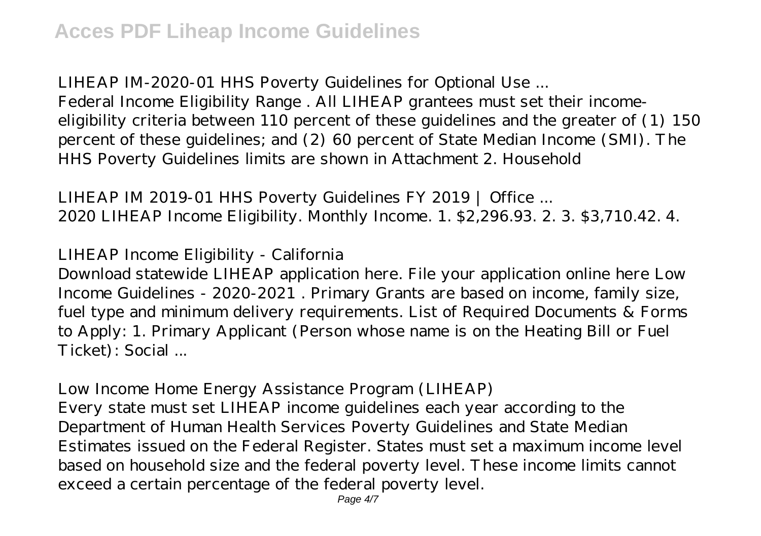*LIHEAP IM-2020-01 HHS Poverty Guidelines for Optional Use ...*

Federal Income Eligibility Range . All LIHEAP grantees must set their income-eligibility criteria between 110 percent of these guidelines and the greater of (1) 150 percent of these guidelines; and (2) 60 percent of State Median Income (SMI). The HHS Poverty Guidelines limits are shown in Attachment 2. Household

*LIHEAP IM 2019-01 HHS Poverty Guidelines FY 2019 | Office ...*

2020 LIHEAP Income Eligibility. Monthly Income. 1. $2,296.93. 2. 3. $3,710.42. 4.

*LIHEAP Income Eligibility - California*

Download statewide LIHEAP application here. File your application online here Low Income Guidelines - 2020-2021 . Primary Grants are based on income, family size, fuel type and minimum delivery requirements. List of Required Documents & Forms to Apply: 1. Primary Applicant (Person whose name is on the Heating Bill or Fuel Ticket): Social ...

*Low Income Home Energy Assistance Program (LIHEAP)*

Every state must set LIHEAP income guidelines each year according to the Department of Human Health Services Poverty Guidelines and State Median Estimates issued on the Federal Register. States must set a maximum income level based on household size and the federal poverty level. These income limits cannot exceed a certain percentage of the federal poverty level.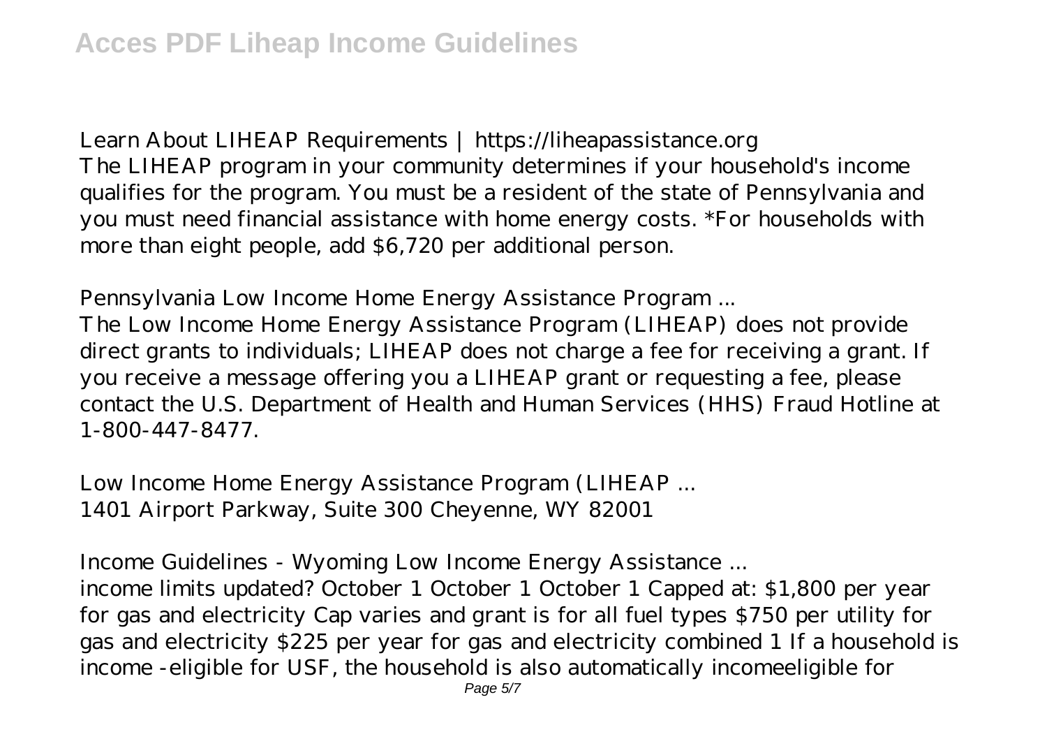*Learn About LIHEAP Requirements | https://liheapassistance.org*
The LIHEAP program in your community determines if your household's income qualifies for the program. You must be a resident of the state of Pennsylvania and you must need financial assistance with home energy costs. *For households with more than eight people, add $6,720 per additional person.

*Pennsylvania Low Income Home Energy Assistance Program ...*
The Low Income Home Energy Assistance Program (LIHEAP) does not provide direct grants to individuals; LIHEAP does not charge a fee for receiving a grant. If you receive a message offering you a LIHEAP grant or requesting a fee, please contact the U.S. Department of Health and Human Services (HHS) Fraud Hotline at 1-800-447-8477.

*Low Income Home Energy Assistance Program (LIHEAP ...*
1401 Airport Parkway, Suite 300 Cheyenne, WY 82001

*Income Guidelines - Wyoming Low Income Energy Assistance ...*
income limits updated? October 1 October 1 October 1 Capped at: $1,800 per year for gas and electricity Cap varies and grant is for all fuel types $750 per utility for gas and electricity $225 per year for gas and electricity combined 1 If a household is income -eligible for USF, the household is also automatically incomeeligible for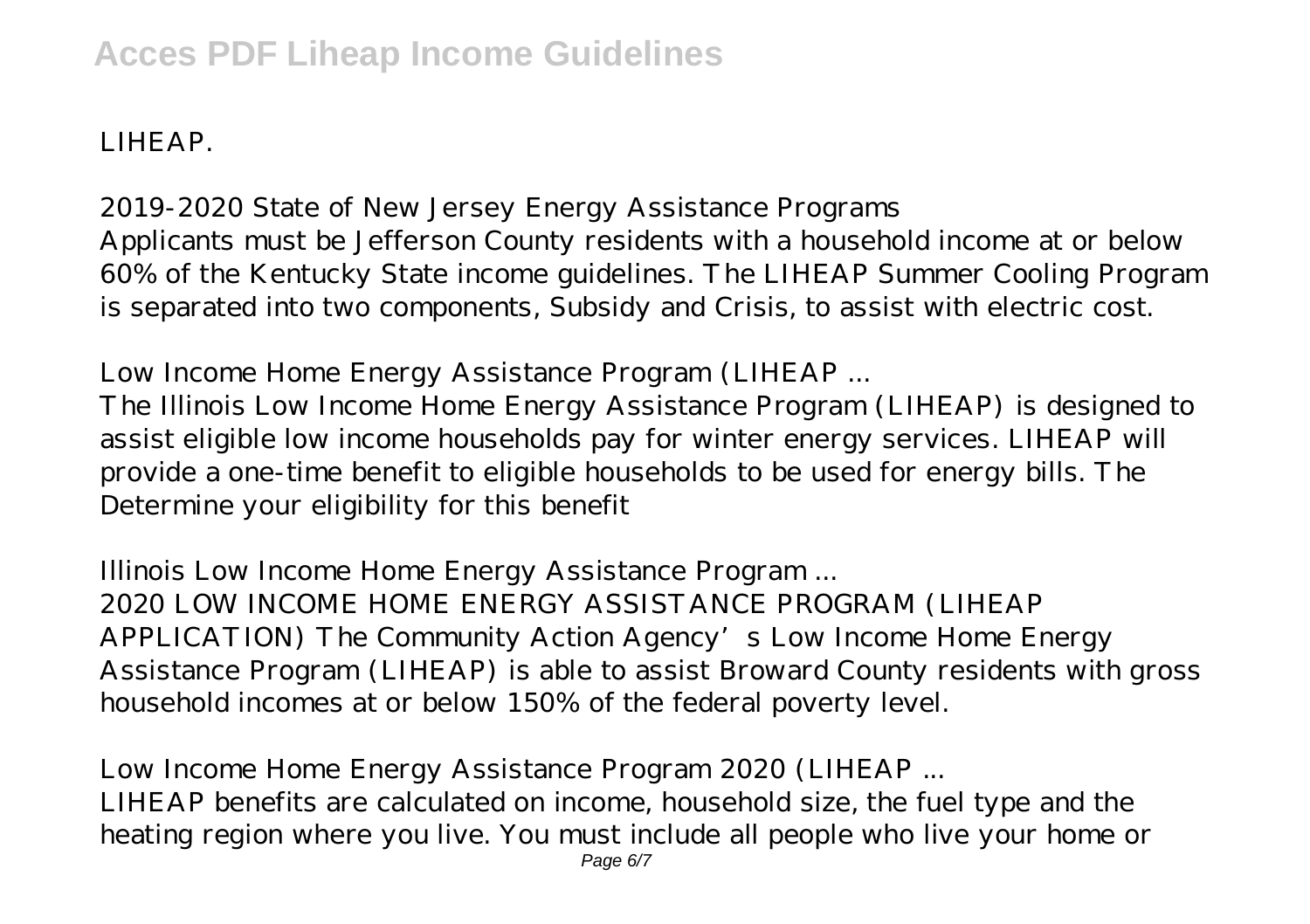LIHEAP.

*2019-2020 State of New Jersey Energy Assistance Programs*
Applicants must be Jefferson County residents with a household income at or below 60% of the Kentucky State income guidelines. The LIHEAP Summer Cooling Program is separated into two components, Subsidy and Crisis, to assist with electric cost.

*Low Income Home Energy Assistance Program (LIHEAP ...*
The Illinois Low Income Home Energy Assistance Program (LIHEAP) is designed to assist eligible low income households pay for winter energy services. LIHEAP will provide a one-time benefit to eligible households to be used for energy bills. The Determine your eligibility for this benefit

*Illinois Low Income Home Energy Assistance Program ...*
2020 LOW INCOME HOME ENERGY ASSISTANCE PROGRAM (LIHEAP APPLICATION) The Community Action Agency's Low Income Home Energy Assistance Program (LIHEAP) is able to assist Broward County residents with gross household incomes at or below 150% of the federal poverty level.

*Low Income Home Energy Assistance Program 2020 (LIHEAP ...*
LIHEAP benefits are calculated on income, household size, the fuel type and the heating region where you live. You must include all people who live your home or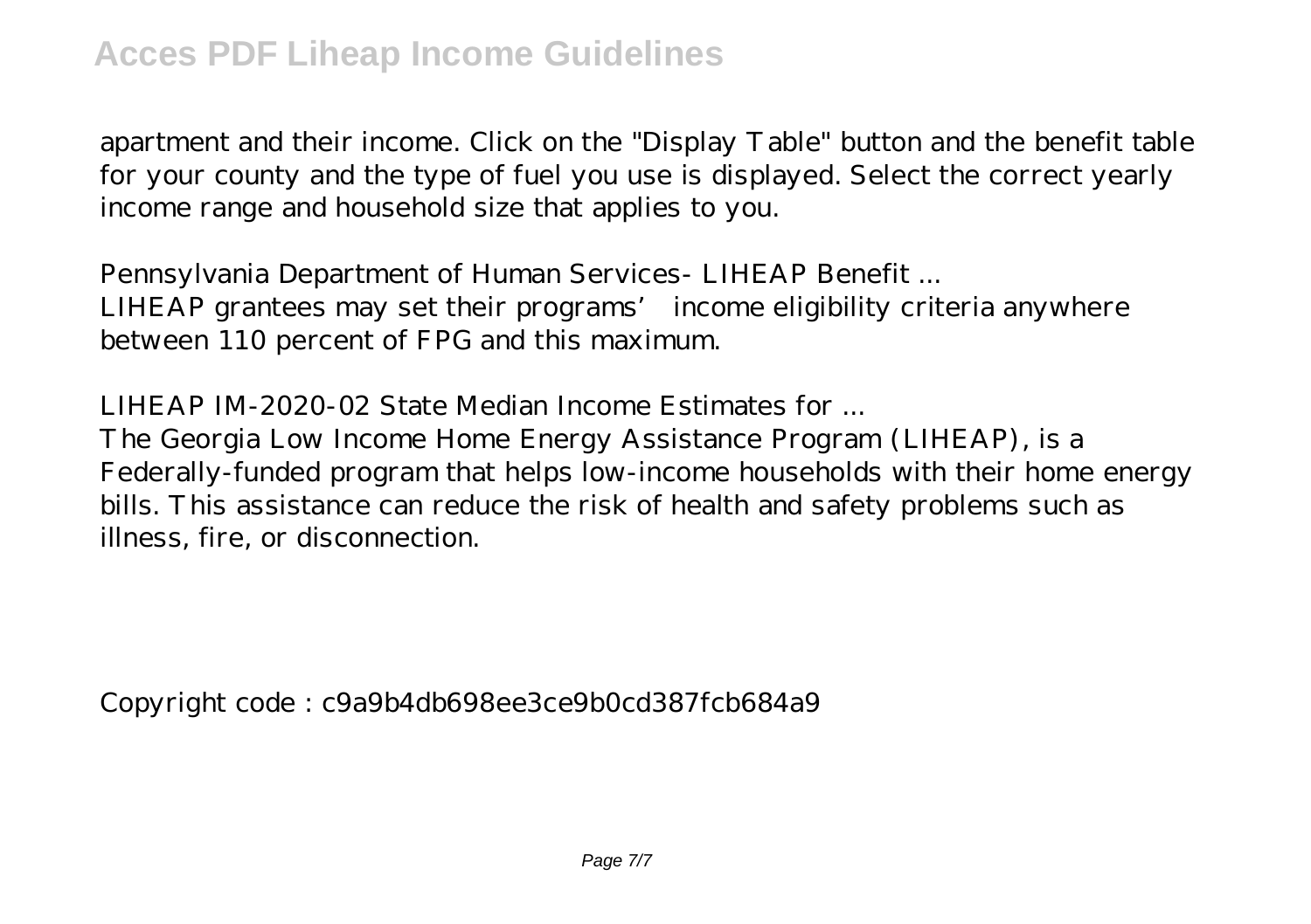apartment and their income. Click on the "Display Table" button and the benefit table for your county and the type of fuel you use is displayed. Select the correct yearly income range and household size that applies to you.

*Pennsylvania Department of Human Services- LIHEAP Benefit ...*
LIHEAP grantees may set their programs' income eligibility criteria anywhere between 110 percent of FPG and this maximum.

*LIHEAP IM-2020-02 State Median Income Estimates for ...*
The Georgia Low Income Home Energy Assistance Program (LIHEAP), is a Federally-funded program that helps low-income households with their home energy bills. This assistance can reduce the risk of health and safety problems such as illness, fire, or disconnection.

Copyright code : c9a9b4db698ee3ce9b0cd387fcb684a9